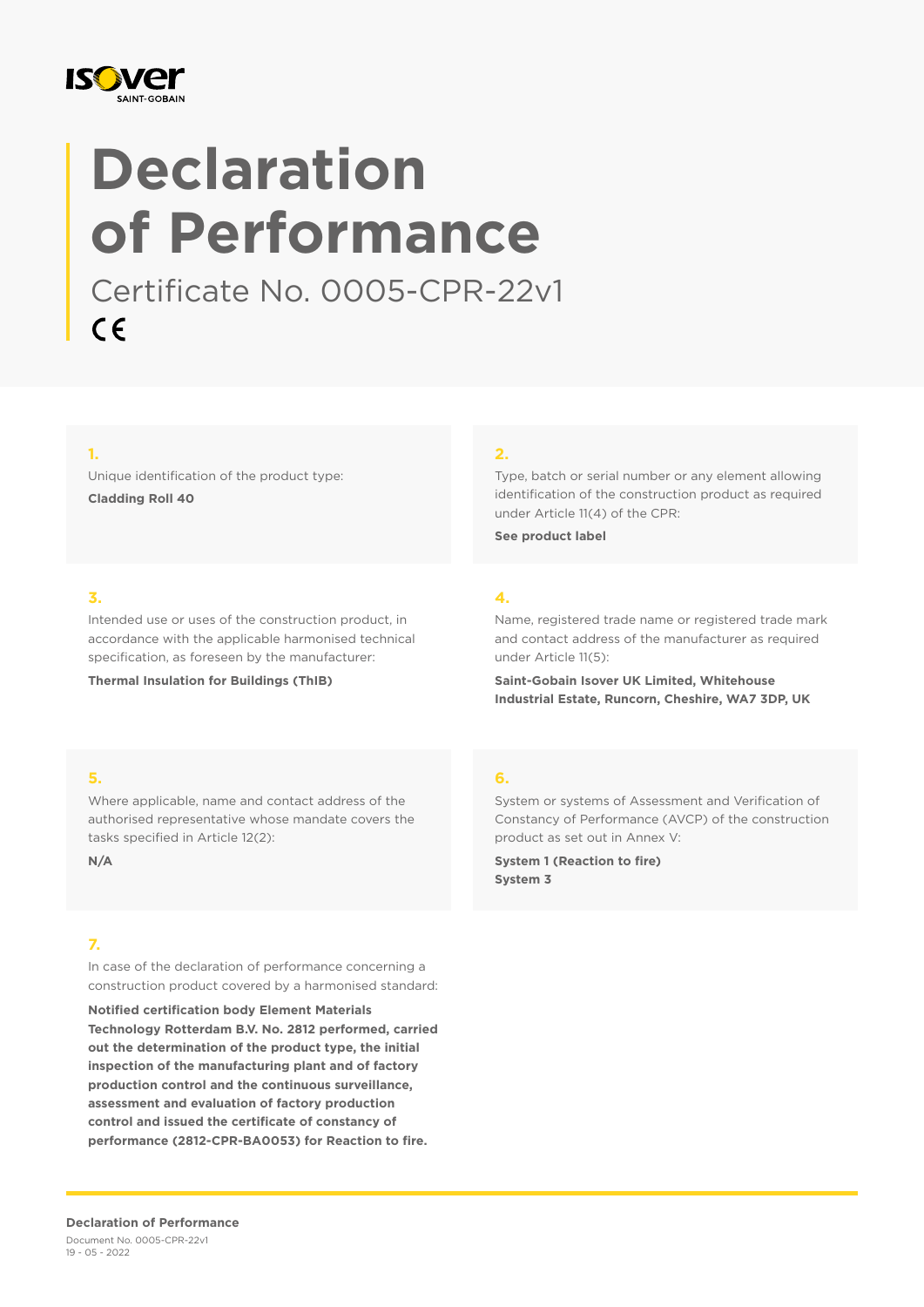# Declaration of Performance

Certificate No. 0005-CPR-22v1

CE

**1.**

Unique identification of the product type:

**Cladding Roll 40**

**2.**

Type, batch or serial number or any element allowing identification of the construction product as required under Article 11(4) of the CPR:

**See product label**

**3.**

Intended use or uses of the construction product, in accordance with the applicable harmonised technical specification, as foreseen by the manufacturer:

**Thermal Insulation for Buildings (ThIB)**

**4.**

Name, registered trade name or registered trade mark and contact address of the manufacturer as required under Article 11(5):

**Saint-Gobain Isover UK Limited, Whitehouse Industrial Estate, Runcorn, Cheshire, WA7 3DP, UK**

**5.**

Where applicable, name and contact address of the authorised representative whose mandate covers the tasks specified in Article 12(2):

**N/A**

**6.**

System or systems of Assessment and Verification of Constancy of Performance (AVCP) of the construction product as set out in Annex V:

**System 1 (Reaction to fire)**
**System 3**

**7.**

In case of the declaration of performance concerning a construction product covered by a harmonised standard:

**Notified certification body Element Materials Technology Rotterdam B.V. No. 2812 performed, carried out the determination of the product type, the initial inspection of the manufacturing plant and of factory production control and the continuous surveillance, assessment and evaluation of factory production control and issued the certificate of constancy of performance (2812-CPR-BA0053) for Reaction to fire.**

**Declaration of Performance**
Document No. 0005-CPR-22v1
19 - 05 - 2022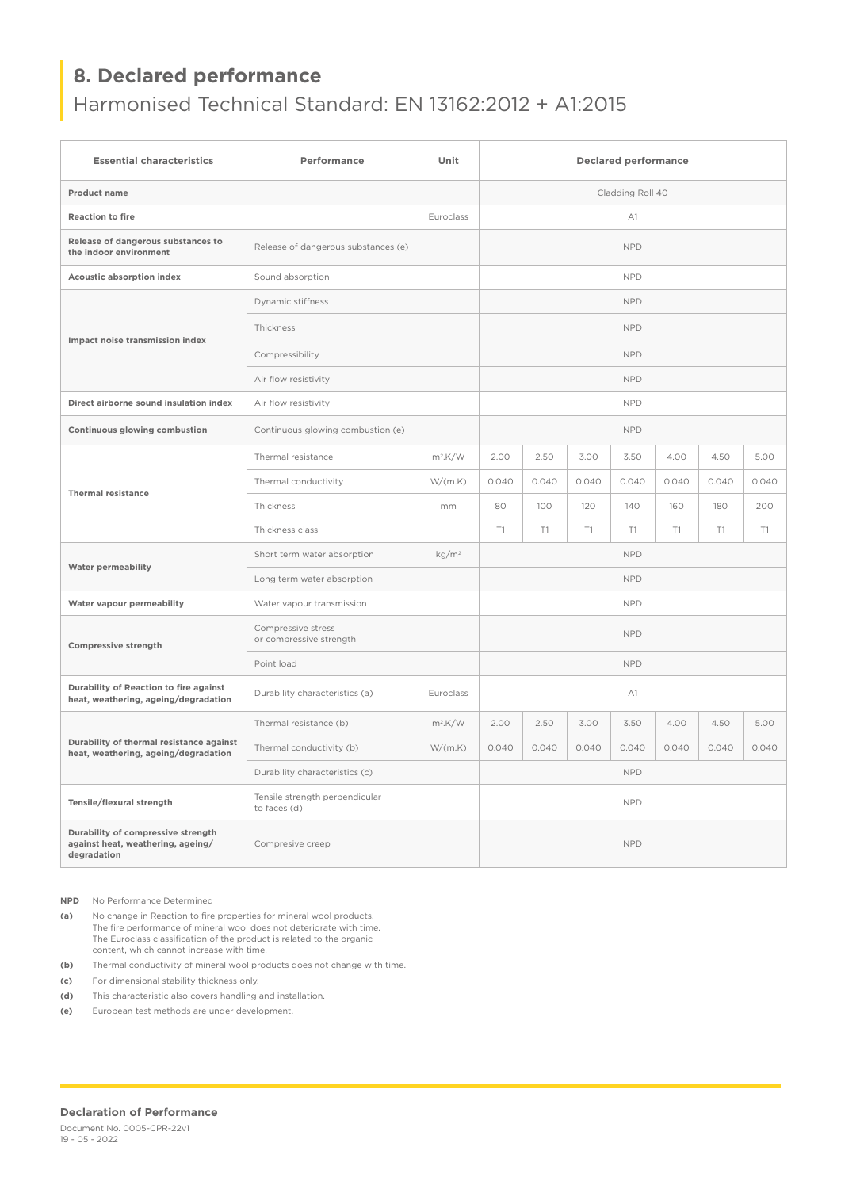## 8. Declared performance

Harmonised Technical Standard: EN 13162:2012 + A1:2015

| Essential characteristics | Performance | Unit | Declared performance | | | | | | |
|---|---|---|---|---|---|---|---|---|---|
| Product name | | | Cladding Roll 40 | | | | | | |
| Reaction to fire | | Euroclass | A1 | | | | | | |
| Release of dangerous substances to the indoor environment | Release of dangerous substances (e) | | NPD | | | | | | |
| Acoustic absorption index | Sound absorption | | NPD | | | | | | |
| Impact noise transmission index | Dynamic stiffness | | NPD | | | | | | |
| | Thickness | | NPD | | | | | | |
| | Compressibility | | NPD | | | | | | |
| | Air flow resistivity | | NPD | | | | | | |
| Direct airborne sound insulation index | Air flow resistivity | | NPD | | | | | | |
| Continuous glowing combustion | Continuous glowing combustion (e) | | NPD | | | | | | |
| Thermal resistance | Thermal resistance | $m^2.K/W$ | 2.00 | 2.50 | 3.00 | 3.50 | 4.00 | 4.50 | 5.00 |
| | Thermal conductivity | W/(m.K) | 0.040 | 0.040 | 0.040 | 0.040 | 0.040 | 0.040 | 0.040 |
| | Thickness | mm | 80 | 100 | 120 | 140 | 160 | 180 | 200 |
| | Thickness class | | T1 | T1 | T1 | T1 | T1 | T1 | T1 |
| Water permeability | Short term water absorption | $kg/m^2$ | NPD | | | | | | |
| | Long term water absorption | | NPD | | | | | | |
| Water vapour permeability | Water vapour transmission | | NPD | | | | | | |
| Compressive strength | Compressive stress or compressive strength | | NPD | | | | | | |
| | Point load | | NPD | | | | | | |
| Durability of Reaction to fire against heat, weathering, ageing/degradation | Durability characteristics (a) | Euroclass | A1 | | | | | | |
| Durability of thermal resistance against heat, weathering, ageing/degradation | Thermal resistance (b) | $m^2.K/W$ | 2.00 | 2.50 | 3.00 | 3.50 | 4.00 | 4.50 | 5.00 |
| | Thermal conductivity (b) | W/(m.K) | 0.040 | 0.040 | 0.040 | 0.040 | 0.040 | 0.040 | 0.040 |
| | Durability characteristics (c) | | NPD | | | | | | |
| Tensile/flexural strength | Tensile strength perpendicular to faces (d) | | NPD | | | | | | |
| Durability of compressive strength against heat, weathering, ageing/ degradation | Compresive creep | | NPD | | | | | | |

**NPD** No Performance Determined

**(a)** No change in Reaction to fire properties for mineral wool products. The fire performance of mineral wool does not deteriorate with time. The Euroclass classification of the product is related to the organic content, which cannot increase with time.

**(b)** Thermal conductivity of mineral wool products does not change with time.

**(c)** For dimensional stability thickness only.

**(d)** This characteristic also covers handling and installation.

**(e)** European test methods are under development.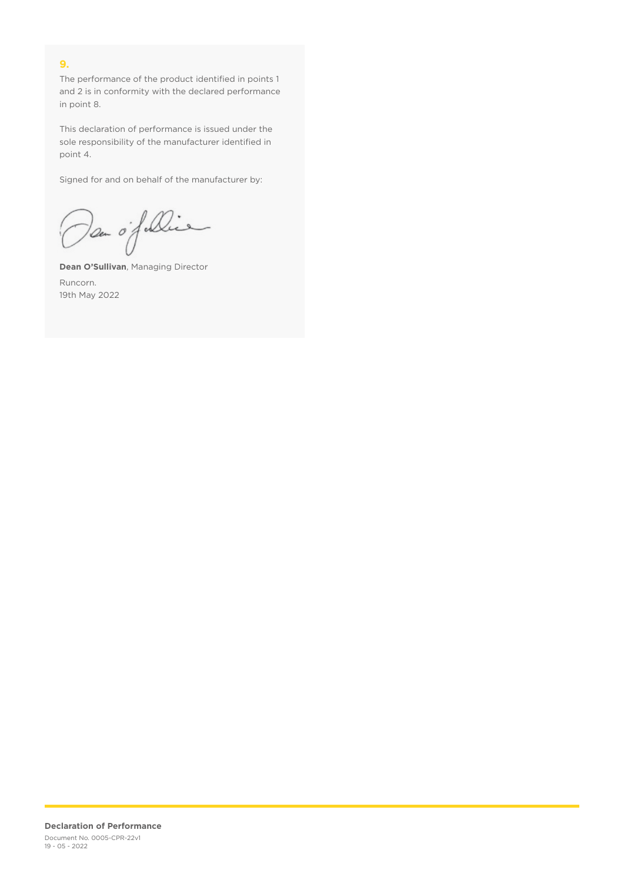## 9.

The performance of the product identified in points 1 and 2 is in conformity with the declared performance in point 8.

This declaration of performance is issued under the sole responsibility of the manufacturer identified in point 4.

Signed for and on behalf of the manufacturer by:

**Dean O'Sullivan**, Managing Director

Runcorn.
19th May 2022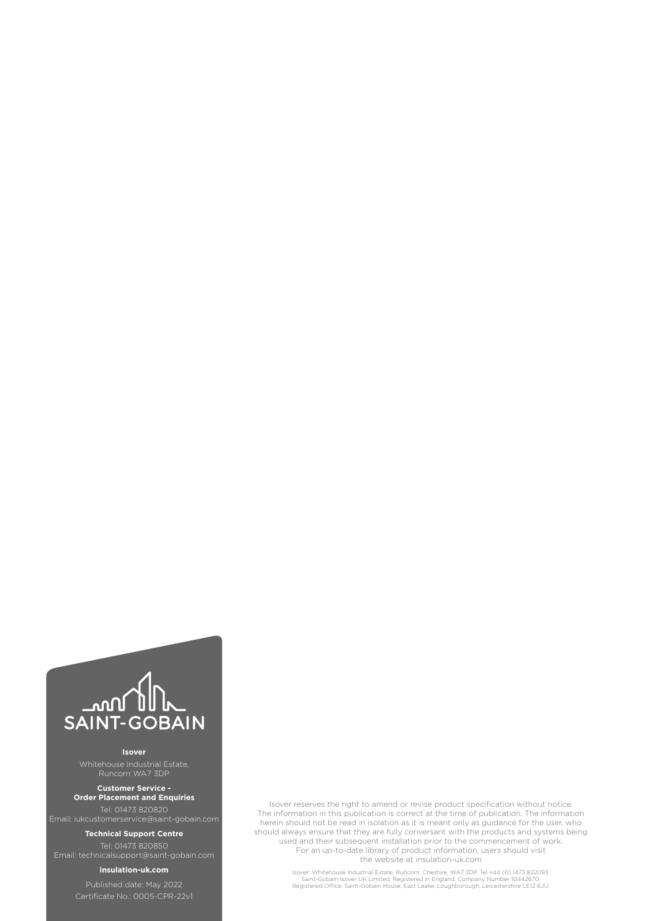SAINT-GOBAIN

**Isover**

Whitehouse Industrial Estate,
Runcorn WA7 3DP

**Customer Service - Order Placement and Enquiries**

Tel: 01473 820820
Email: iukcustomerservice@saint-gobain.com

**Technical Support Centre**

Tel: 01473 820850
Email: technicalsupport@saint-gobain.com

**insulation-uk.com**

Published date: May 2022
Certificate No.: 0005-CPR-22v1

Isover reserves the right to amend or revise product specification without notice. The information in this publication is correct at the time of publication. The information herein should not be read in isolation as it is meant only as guidance for the user, who should always ensure that they are fully conversant with the products and systems being used and their subsequent installation prior to the commencement of work. For an up-to-date library of product information, users should visit the website at insulation-uk.com

Isover: Whitehouse Industrial Estate, Runcorn, Cheshire, WA7 3DP. Tel +44 (0) 1473 822093.
Saint-Gobain Isover UK Limited, Registered in England. Company Number 10442670.
Registered Office: Saint-Gobain House, East Leake, Loughborough, Leicestershire LE12 6JU.